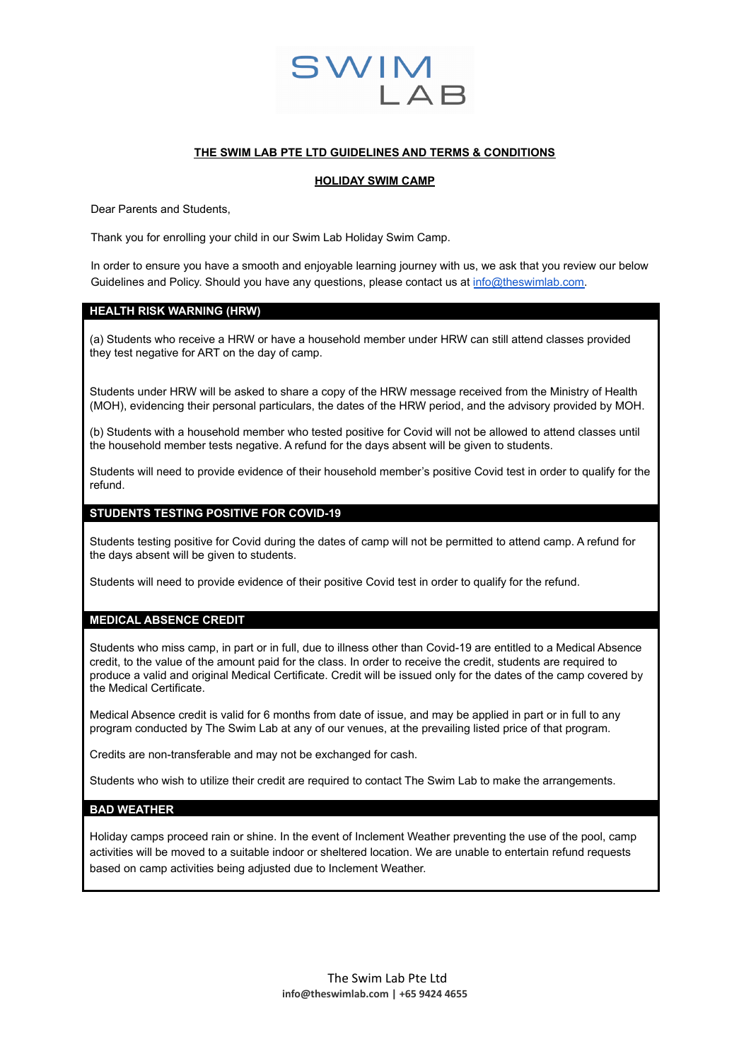# SWIM LAB

## THE SWIM LAB PTE LTD GUIDELINES AND TERMS & CONDITIONS

## HOLIDAY SWIM CAMP

Dear Parents and Students,

Thank you for enrolling your child in our Swim Lab Holiday Swim Camp.

In order to ensure you have a smooth and enjoyable learning journey with us, we ask that you review our below Guidelines and Policy. Should you have any questions, please contact us at info@theswimlab.com.

### HEALTH RISK WARNING (HRW)

(a) Students who receive a HRW or have a household member under HRW can still attend classes provided they test negative for ART on the day of camp.

Students under HRW will be asked to share a copy of the HRW message received from the Ministry of Health (MOH), evidencing their personal particulars, the dates of the HRW period, and the advisory provided by MOH.

(b) Students with a household member who tested positive for Covid will not be allowed to attend classes until the household member tests negative. A refund for the days absent will be given to students.

Students will need to provide evidence of their household member's positive Covid test in order to qualify for the refund.

### STUDENTS TESTING POSITIVE FOR COVID-19

Students testing positive for Covid during the dates of camp will not be permitted to attend camp. A refund for the days absent will be given to students.

Students will need to provide evidence of their positive Covid test in order to qualify for the refund.

### MEDICAL ABSENCE CREDIT

Students who miss camp, in part or in full, due to illness other than Covid-19 are entitled to a Medical Absence credit, to the value of the amount paid for the class. In order to receive the credit, students are required to produce a valid and original Medical Certificate. Credit will be issued only for the dates of the camp covered by the Medical Certificate.

Medical Absence credit is valid for 6 months from date of issue, and may be applied in part or in full to any program conducted by The Swim Lab at any of our venues, at the prevailing listed price of that program.

Credits are non-transferable and may not be exchanged for cash.

Students who wish to utilize their credit are required to contact The Swim Lab to make the arrangements.

### BAD WEATHER

Holiday camps proceed rain or shine. In the event of Inclement Weather preventing the use of the pool, camp activities will be moved to a suitable indoor or sheltered location. We are unable to entertain refund requests based on camp activities being adjusted due to Inclement Weather.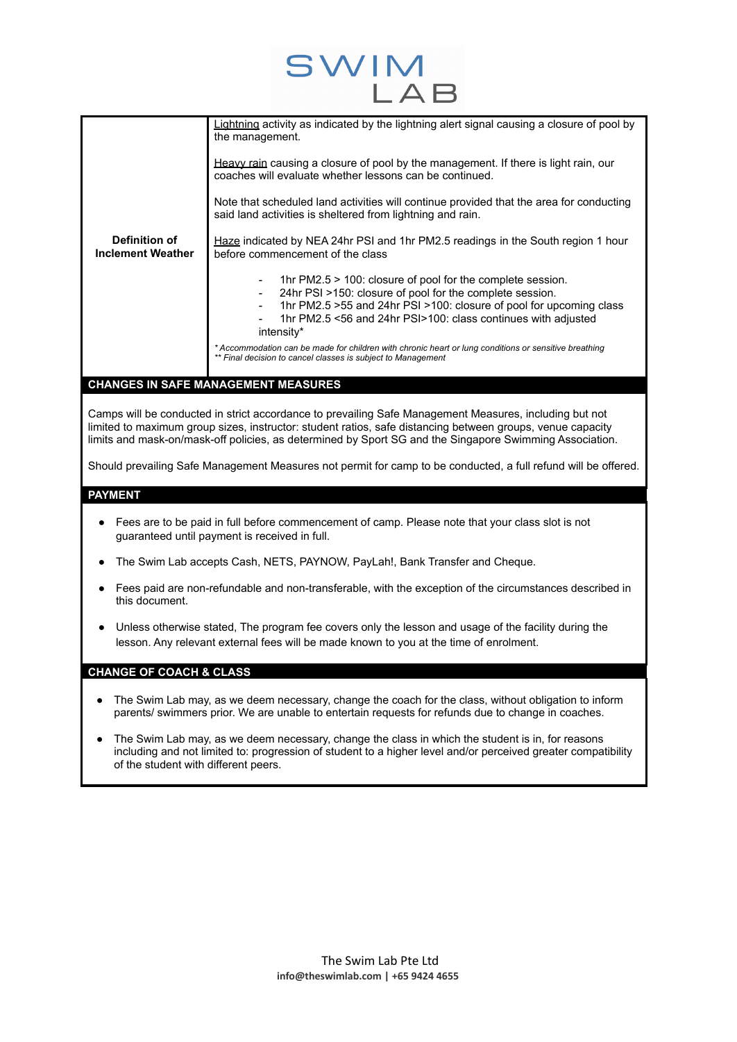SWIM LAB

| Definition of Inclement Weather | <u>Lightning</u> activity as indicated by the lightning alert signal causing a closure of pool by the management.<br><br><u>Heavy rain</u> causing a closure of pool by the management. If there is light rain, our coaches will evaluate whether lessons can be continued.<br><br>Note that scheduled land activities will continue provided that the area for conducting said land activities is sheltered from lightning and rain.<br><br><u>Haze</u> indicated by NEA 24hr PSI and 1hr PM2.5 readings in the South region 1 hour before commencement of the class<br><br>- 1hr PM2.5 > 100: closure of pool for the complete session.<br>- 24hr PSI >150: closure of pool for the complete session.<br>- 1hr PM2.5 >55 and 24hr PSI >100: closure of pool for upcoming class<br>- 1hr PM2.5 <56 and 24hr PSI>100: class continues with adjusted intensity*<br><br>*\* Accommodation can be made for children with chronic heart or lung conditions or sensitive breathing*<br>*\*\* Final decision to cancel classes is subject to Management* |
|---|---|

## CHANGES IN SAFE MANAGEMENT MEASURES

Camps will be conducted in strict accordance to prevailing Safe Management Measures, including but not limited to maximum group sizes, instructor: student ratios, safe distancing between groups, venue capacity limits and mask-on/mask-off policies, as determined by Sport SG and the Singapore Swimming Association.

Should prevailing Safe Management Measures not permit for camp to be conducted, a full refund will be offered.

## PAYMENT

- Fees are to be paid in full before commencement of camp. Please note that your class slot is not guaranteed until payment is received in full.
- The Swim Lab accepts Cash, NETS, PAYNOW, PayLah!, Bank Transfer and Cheque.
- Fees paid are non-refundable and non-transferable, with the exception of the circumstances described in this document.
- Unless otherwise stated, The program fee covers only the lesson and usage of the facility during the lesson. Any relevant external fees will be made known to you at the time of enrolment.

## CHANGE OF COACH & CLASS

- The Swim Lab may, as we deem necessary, change the coach for the class, without obligation to inform parents/ swimmers prior. We are unable to entertain requests for refunds due to change in coaches.
- The Swim Lab may, as we deem necessary, change the class in which the student is in, for reasons including and not limited to: progression of student to a higher level and/or perceived greater compatibility of the student with different peers.

The Swim Lab Pte Ltd
**info@theswimlab.com | +65 9424 4655**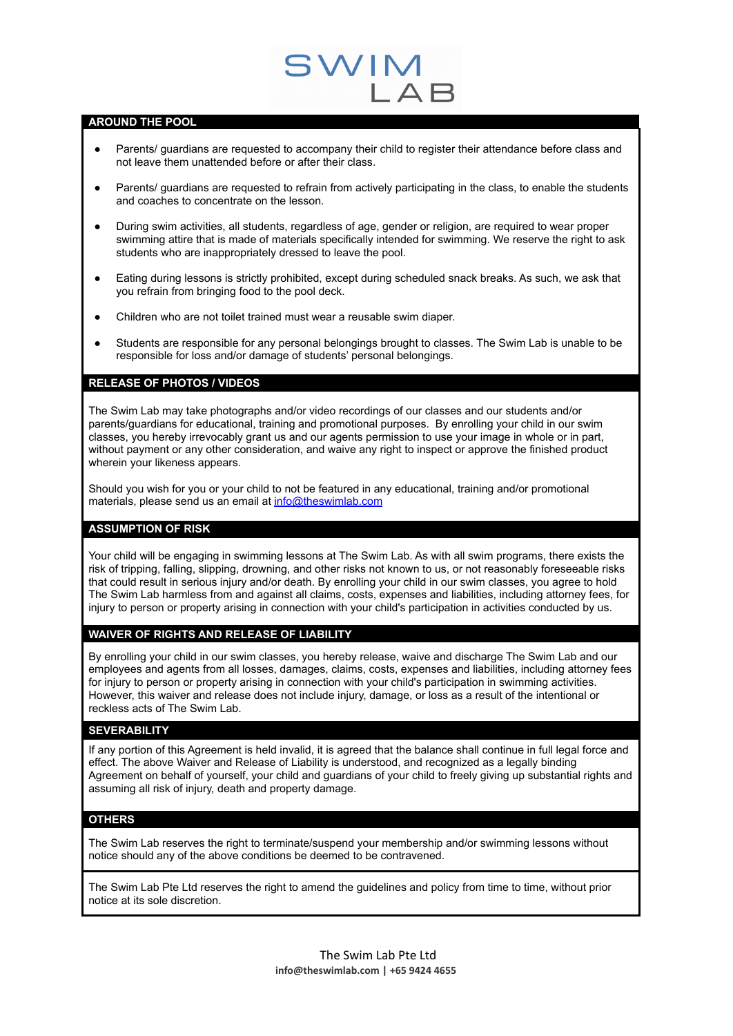## AROUND THE POOL

- Parents/ guardians are requested to accompany their child to register their attendance before class and not leave them unattended before or after their class.
- Parents/ guardians are requested to refrain from actively participating in the class, to enable the students and coaches to concentrate on the lesson.
- During swim activities, all students, regardless of age, gender or religion, are required to wear proper swimming attire that is made of materials specifically intended for swimming. We reserve the right to ask students who are inappropriately dressed to leave the pool.
- Eating during lessons is strictly prohibited, except during scheduled snack breaks. As such, we ask that you refrain from bringing food to the pool deck.
- Children who are not toilet trained must wear a reusable swim diaper.
- Students are responsible for any personal belongings brought to classes. The Swim Lab is unable to be responsible for loss and/or damage of students' personal belongings.

## RELEASE OF PHOTOS / VIDEOS

The Swim Lab may take photographs and/or video recordings of our classes and our students and/or parents/guardians for educational, training and promotional purposes. By enrolling your child in our swim classes, you hereby irrevocably grant us and our agents permission to use your image in whole or in part, without payment or any other consideration, and waive any right to inspect or approve the finished product wherein your likeness appears.

Should you wish for you or your child to not be featured in any educational, training and/or promotional materials, please send us an email at [info@theswimlab.com](mailto:info@theswimlab.com)

## ASSUMPTION OF RISK

Your child will be engaging in swimming lessons at The Swim Lab. As with all swim programs, there exists the risk of tripping, falling, slipping, drowning, and other risks not known to us, or not reasonably foreseeable risks that could result in serious injury and/or death. By enrolling your child in our swim classes, you agree to hold The Swim Lab harmless from and against all claims, costs, expenses and liabilities, including attorney fees, for injury to person or property arising in connection with your child's participation in activities conducted by us.

## WAIVER OF RIGHTS AND RELEASE OF LIABILITY

By enrolling your child in our swim classes, you hereby release, waive and discharge The Swim Lab and our employees and agents from all losses, damages, claims, costs, expenses and liabilities, including attorney fees for injury to person or property arising in connection with your child's participation in swimming activities. However, this waiver and release does not include injury, damage, or loss as a result of the intentional or reckless acts of The Swim Lab.

## SEVERABILITY

If any portion of this Agreement is held invalid, it is agreed that the balance shall continue in full legal force and effect. The above Waiver and Release of Liability is understood, and recognized as a legally binding Agreement on behalf of yourself, your child and guardians of your child to freely giving up substantial rights and assuming all risk of injury, death and property damage.

## OTHERS

The Swim Lab reserves the right to terminate/suspend your membership and/or swimming lessons without notice should any of the above conditions be deemed to be contravened.

The Swim Lab Pte Ltd reserves the right to amend the guidelines and policy from time to time, without prior notice at its sole discretion.